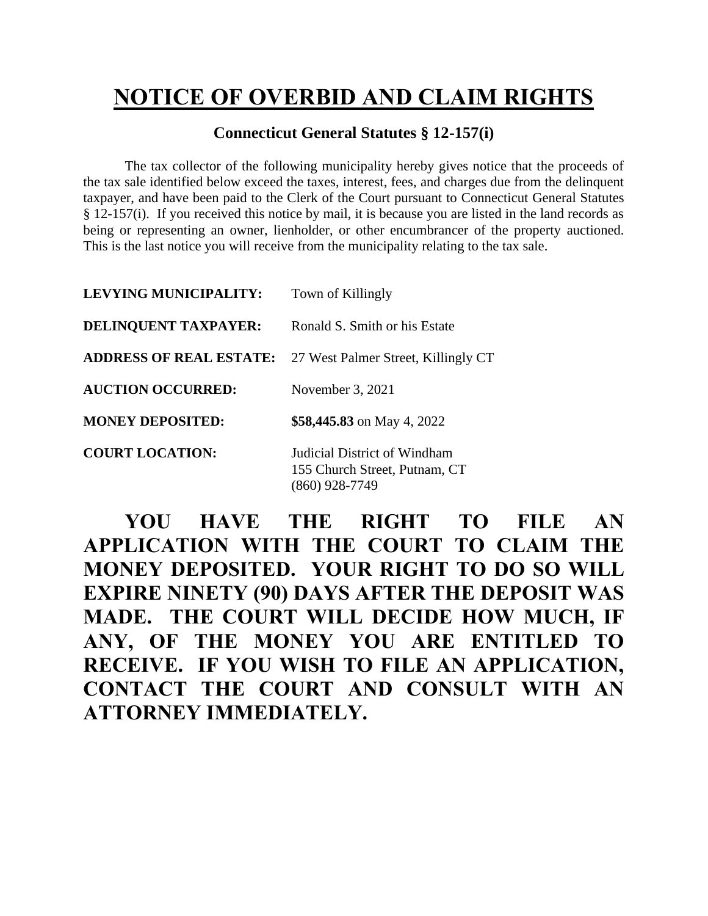# NOTICE OF OVERBID AND CLAIM RIGHTS

**Connecticut General Statutes § 12-157(i)**

The tax collector of the following municipality hereby gives notice that the proceeds of the tax sale identified below exceed the taxes, interest, fees, and charges due from the delinquent taxpayer, and have been paid to the Clerk of the Court pursuant to Connecticut General Statutes § 12-157(i). If you received this notice by mail, it is because you are listed in the land records as being or representing an owner, lienholder, or other encumbrancer of the property auctioned. This is the last notice you will receive from the municipality relating to the tax sale.

| | |
|---|---|
| **LEVYING MUNICIPALITY:** | Town of Killingly |
| **DELINQUENT TAXPAYER:** | Ronald S. Smith or his Estate |
| **ADDRESS OF REAL ESTATE:** | 27 West Palmer Street, Killingly CT |
| **AUCTION OCCURRED:** | November 3, 2021 |
| **MONEY DEPOSITED:** | **$58,445.83** on May 4, 2022 |
| **COURT LOCATION:** | Judicial District of Windham<br>155 Church Street, Putnam, CT<br>(860) 928-7749 |

**YOU HAVE THE RIGHT TO FILE AN APPLICATION WITH THE COURT TO CLAIM THE MONEY DEPOSITED. YOUR RIGHT TO DO SO WILL EXPIRE NINETY (90) DAYS AFTER THE DEPOSIT WAS MADE. THE COURT WILL DECIDE HOW MUCH, IF ANY, OF THE MONEY YOU ARE ENTITLED TO RECEIVE. IF YOU WISH TO FILE AN APPLICATION, CONTACT THE COURT AND CONSULT WITH AN ATTORNEY IMMEDIATELY.**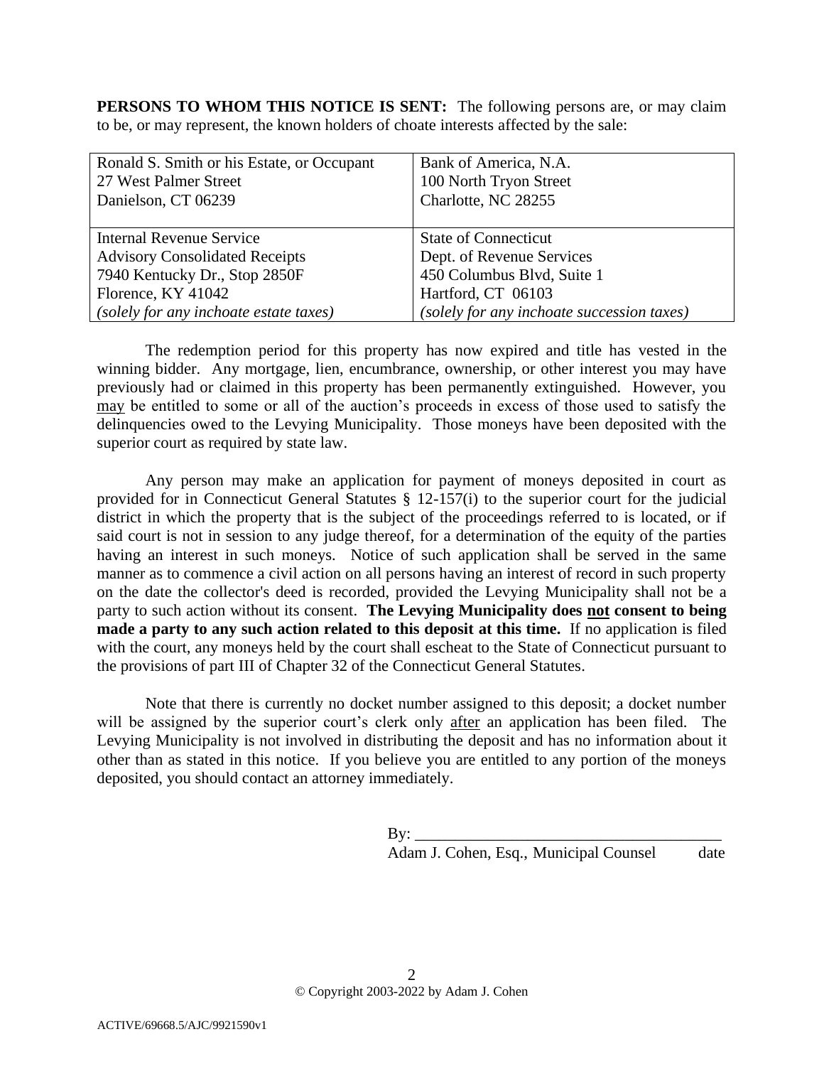**PERSONS TO WHOM THIS NOTICE IS SENT:** The following persons are, or may claim to be, or may represent, the known holders of choate interests affected by the sale:

| | |
|---|---|
| Ronald S. Smith or his Estate, or Occupant<br>27 West Palmer Street<br>Danielson, CT 06239 | Bank of America, N.A.<br>100 North Tryon Street<br>Charlotte, NC 28255 |
| Internal Revenue Service<br>Advisory Consolidated Receipts<br>7940 Kentucky Dr., Stop 2850F<br>Florence, KY 41042<br>*(solely for any inchoate estate taxes)* | State of Connecticut<br>Dept. of Revenue Services<br>450 Columbus Blvd, Suite 1<br>Hartford, CT 06103<br>*(solely for any inchoate succession taxes)* |

The redemption period for this property has now expired and title has vested in the winning bidder. Any mortgage, lien, encumbrance, ownership, or other interest you may have previously had or claimed in this property has been permanently extinguished. However, you <u>may</u> be entitled to some or all of the auction's proceeds in excess of those used to satisfy the delinquencies owed to the Levying Municipality. Those moneys have been deposited with the superior court as required by state law.

Any person may make an application for payment of moneys deposited in court as provided for in Connecticut General Statutes § 12-157(i) to the superior court for the judicial district in which the property that is the subject of the proceedings referred to is located, or if said court is not in session to any judge thereof, for a determination of the equity of the parties having an interest in such moneys. Notice of such application shall be served in the same manner as to commence a civil action on all persons having an interest of record in such property on the date the collector's deed is recorded, provided the Levying Municipality shall not be a party to such action without its consent. **The Levying Municipality does <u>not</u> consent to being made a party to any such action related to this deposit at this time.** If no application is filed with the court, any moneys held by the court shall escheat to the State of Connecticut pursuant to the provisions of part III of Chapter 32 of the Connecticut General Statutes.

Note that there is currently no docket number assigned to this deposit; a docket number will be assigned by the superior court's clerk only <u>after</u> an application has been filed. The Levying Municipality is not involved in distributing the deposit and has no information about it other than as stated in this notice. If you believe you are entitled to any portion of the moneys deposited, you should contact an attorney immediately.

By: ____________________________________
Adam J. Cohen, Esq., Municipal Counsel date

© Copyright 2003-2022 by Adam J. Cohen

ACTIVE/69668.5/AJC/9921590v1